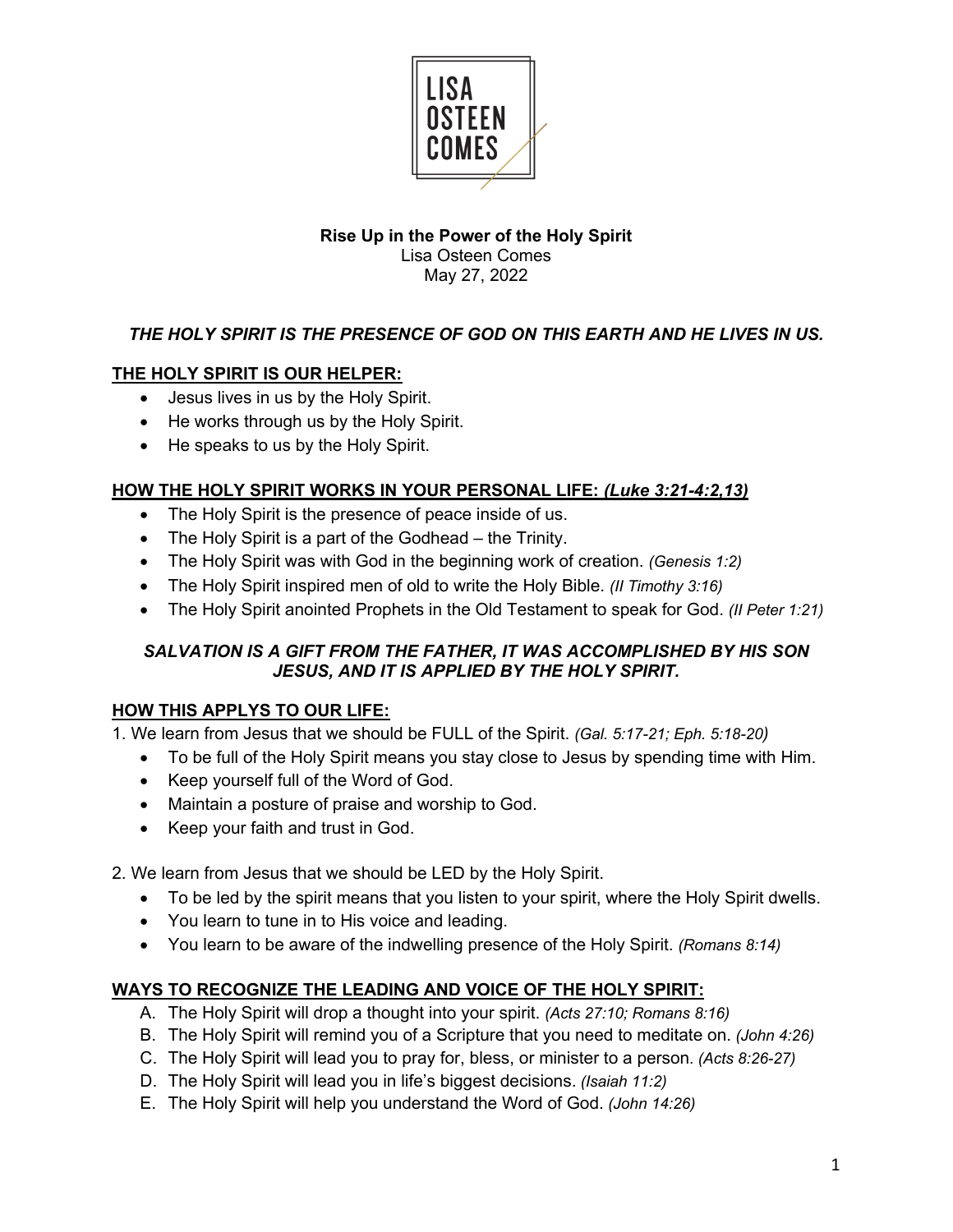LISA OSTEEN COMES

**Rise Up in the Power of the Holy Spirit**
Lisa Osteen Comes
May 27, 2022

***THE HOLY SPIRIT IS THE PRESENCE OF GOD ON THIS EARTH AND HE LIVES IN US.***

## THE HOLY SPIRIT IS OUR HELPER:

- Jesus lives in us by the Holy Spirit.
- He works through us by the Holy Spirit.
- He speaks to us by the Holy Spirit.

## HOW THE HOLY SPIRIT WORKS IN YOUR PERSONAL LIFE: *(Luke 3:21-4:2,13)*

- The Holy Spirit is the presence of peace inside of us.
- The Holy Spirit is a part of the Godhead – the Trinity.
- The Holy Spirit was with God in the beginning work of creation. *(Genesis 1:2)*
- The Holy Spirit inspired men of old to write the Holy Bible. *(II Timothy 3:16)*
- The Holy Spirit anointed Prophets in the Old Testament to speak for God. *(II Peter 1:21)*

***SALVATION IS A GIFT FROM THE FATHER, IT WAS ACCOMPLISHED BY HIS SON JESUS, AND IT IS APPLIED BY THE HOLY SPIRIT.***

## HOW THIS APPLYS TO OUR LIFE:

1. We learn from Jesus that we should be FULL of the Spirit. *(Gal. 5:17-21; Eph. 5:18-20)*
   - To be full of the Holy Spirit means you stay close to Jesus by spending time with Him.
   - Keep yourself full of the Word of God.
   - Maintain a posture of praise and worship to God.
   - Keep your faith and trust in God.

2. We learn from Jesus that we should be LED by the Holy Spirit.
   - To be led by the spirit means that you listen to your spirit, where the Holy Spirit dwells.
   - You learn to tune in to His voice and leading.
   - You learn to be aware of the indwelling presence of the Holy Spirit. *(Romans 8:14)*

## WAYS TO RECOGNIZE THE LEADING AND VOICE OF THE HOLY SPIRIT:

A. The Holy Spirit will drop a thought into your spirit. *(Acts 27:10; Romans 8:16)*
B. The Holy Spirit will remind you of a Scripture that you need to meditate on. *(John 4:26)*
C. The Holy Spirit will lead you to pray for, bless, or minister to a person. *(Acts 8:26-27)*
D. The Holy Spirit will lead you in life's biggest decisions. *(Isaiah 11:2)*
E. The Holy Spirit will help you understand the Word of God. *(John 14:26)*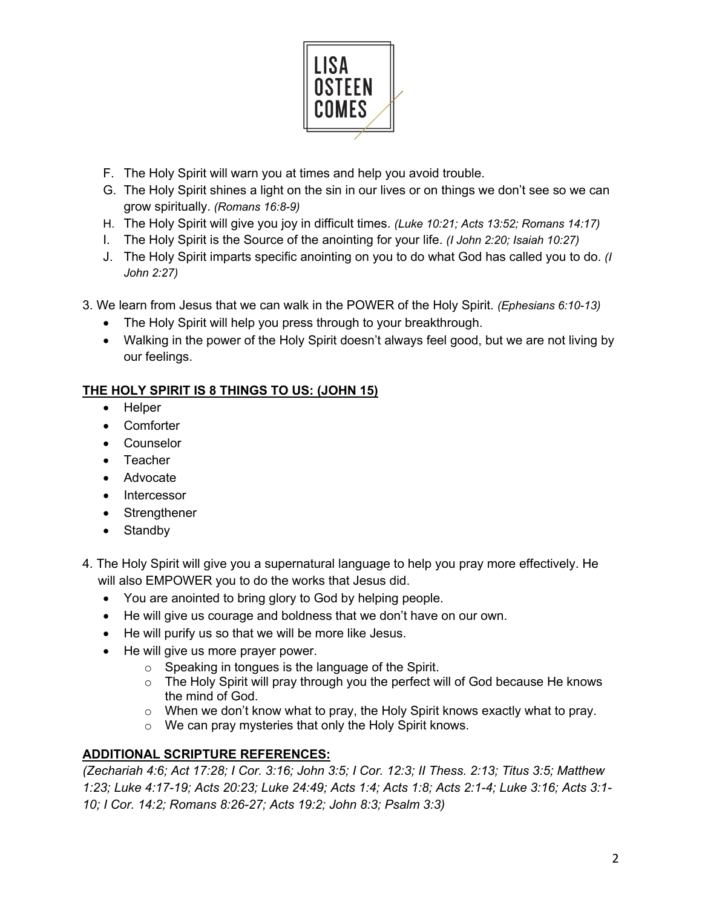F. The Holy Spirit will warn you at times and help you avoid trouble.
G. The Holy Spirit shines a light on the sin in our lives or on things we don't see so we can grow spiritually. *(Romans 16:8-9)*
H. The Holy Spirit will give you joy in difficult times. *(Luke 10:21; Acts 13:52; Romans 14:17)*
I. The Holy Spirit is the Source of the anointing for your life. *(I John 2:20; Isaiah 10:27)*
J. The Holy Spirit imparts specific anointing on you to do what God has called you to do. *(I John 2:27)*

3. We learn from Jesus that we can walk in the POWER of the Holy Spirit. *(Ephesians 6:10-13)*
   - The Holy Spirit will help you press through to your breakthrough.
   - Walking in the power of the Holy Spirit doesn't always feel good, but we are not living by our feelings.

**THE HOLY SPIRIT IS 8 THINGS TO US: (JOHN 15)**

- Helper
- Comforter
- Counselor
- Teacher
- Advocate
- Intercessor
- Strengthener
- Standby

4. The Holy Spirit will give you a supernatural language to help you pray more effectively. He will also EMPOWER you to do the works that Jesus did.
   - You are anointed to bring glory to God by helping people.
   - He will give us courage and boldness that we don't have on our own.
   - He will purify us so that we will be more like Jesus.
   - He will give us more prayer power.
     - Speaking in tongues is the language of the Spirit.
     - The Holy Spirit will pray through you the perfect will of God because He knows the mind of God.
     - When we don't know what to pray, the Holy Spirit knows exactly what to pray.
     - We can pray mysteries that only the Holy Spirit knows.

**ADDITIONAL SCRIPTURE REFERENCES:**

*(Zechariah 4:6; Act 17:28; I Cor. 3:16; John 3:5; I Cor. 12:3; II Thess. 2:13; Titus 3:5; Matthew 1:23; Luke 4:17-19; Acts 20:23; Luke 24:49; Acts 1:4; Acts 1:8; Acts 2:1-4; Luke 3:16; Acts 3:1-10; I Cor. 14:2; Romans 8:26-27; Acts 19:2; John 8:3; Psalm 3:3)*